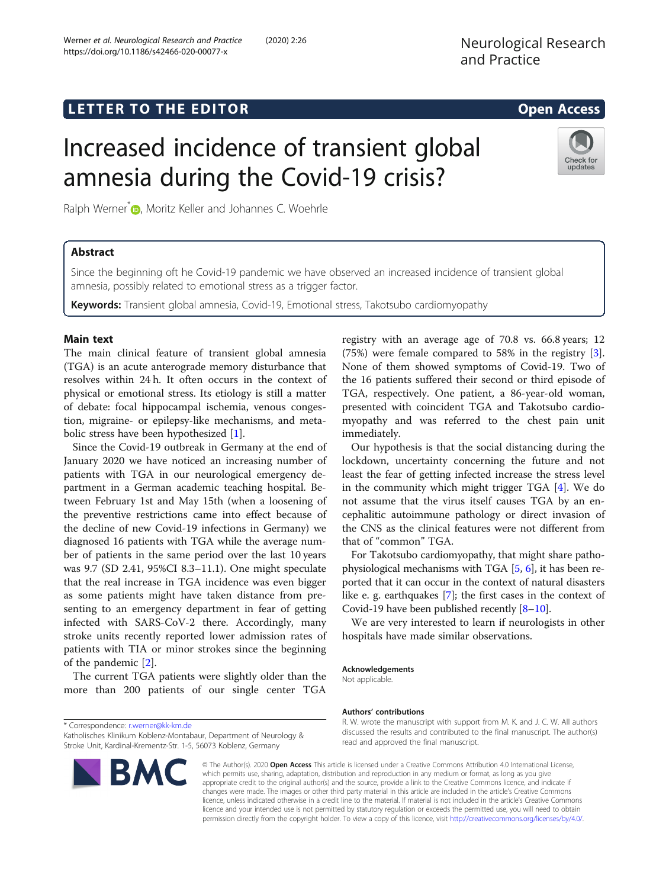LETTER TO THE EDITOR

Open Access

# Increased incidence of transient global amnesia during the Covid-19 crisis?

Ralph Werner*, Moritz Keller and Johannes C. Woehrle

## Abstract

Since the beginning oft he Covid-19 pandemic we have observed an increased incidence of transient global amnesia, possibly related to emotional stress as a trigger factor.

**Keywords:** Transient global amnesia, Covid-19, Emotional stress, Takotsubo cardiomyopathy

## Main text

The main clinical feature of transient global amnesia (TGA) is an acute anterograde memory disturbance that resolves within 24 h. It often occurs in the context of physical or emotional stress. Its etiology is still a matter of debate: focal hippocampal ischemia, venous congestion, migraine- or epilepsy-like mechanisms, and metabolic stress have been hypothesized [1].

Since the Covid-19 outbreak in Germany at the end of January 2020 we have noticed an increasing number of patients with TGA in our neurological emergency department in a German academic teaching hospital. Between February 1st and May 15th (when a loosening of the preventive restrictions came into effect because of the decline of new Covid-19 infections in Germany) we diagnosed 16 patients with TGA while the average number of patients in the same period over the last 10 years was 9.7 (SD 2.41, 95%CI 8.3–11.1). One might speculate that the real increase in TGA incidence was even bigger as some patients might have taken distance from presenting to an emergency department in fear of getting infected with SARS-CoV-2 there. Accordingly, many stroke units recently reported lower admission rates of patients with TIA or minor strokes since the beginning of the pandemic [2].

The current TGA patients were slightly older than the more than 200 patients of our single center TGA registry with an average age of 70.8 vs. 66.8 years; 12 (75%) were female compared to 58% in the registry [3]. None of them showed symptoms of Covid-19. Two of the 16 patients suffered their second or third episode of TGA, respectively. One patient, a 86-year-old woman, presented with coincident TGA and Takotsubo cardiomyopathy and was referred to the chest pain unit immediately.

Our hypothesis is that the social distancing during the lockdown, uncertainty concerning the future and not least the fear of getting infected increase the stress level in the community which might trigger TGA [4]. We do not assume that the virus itself causes TGA by an encephalitic autoimmune pathology or direct invasion of the CNS as the clinical features were not different from that of "common" TGA.

For Takotsubo cardiomyopathy, that might share pathophysiological mechanisms with TGA [5, 6], it has been reported that it can occur in the context of natural disasters like e. g. earthquakes [7]; the first cases in the context of Covid-19 have been published recently [8–10].

We are very interested to learn if neurologists in other hospitals have made similar observations.

### Acknowledgements

Not applicable.

### Authors' contributions

R. W. wrote the manuscript with support from M. K. and J. C. W. All authors discussed the results and contributed to the final manuscript. The author(s) read and approved the final manuscript.

\* Correspondence: r.werner@kk-km.de
Katholisches Klinikum Koblenz-Montabaur, Department of Neurology & Stroke Unit, Kardinal-Krementz-Str. 1-5, 56073 Koblenz, Germany

© The Author(s). 2020 **Open Access** This article is licensed under a Creative Commons Attribution 4.0 International License, which permits use, sharing, adaptation, distribution and reproduction in any medium or format, as long as you give appropriate credit to the original author(s) and the source, provide a link to the Creative Commons licence, and indicate if changes were made. The images or other third party material in this article are included in the article's Creative Commons licence, unless indicated otherwise in a credit line to the material. If material is not included in the article's Creative Commons licence and your intended use is not permitted by statutory regulation or exceeds the permitted use, you will need to obtain permission directly from the copyright holder. To view a copy of this licence, visit http://creativecommons.org/licenses/by/4.0/.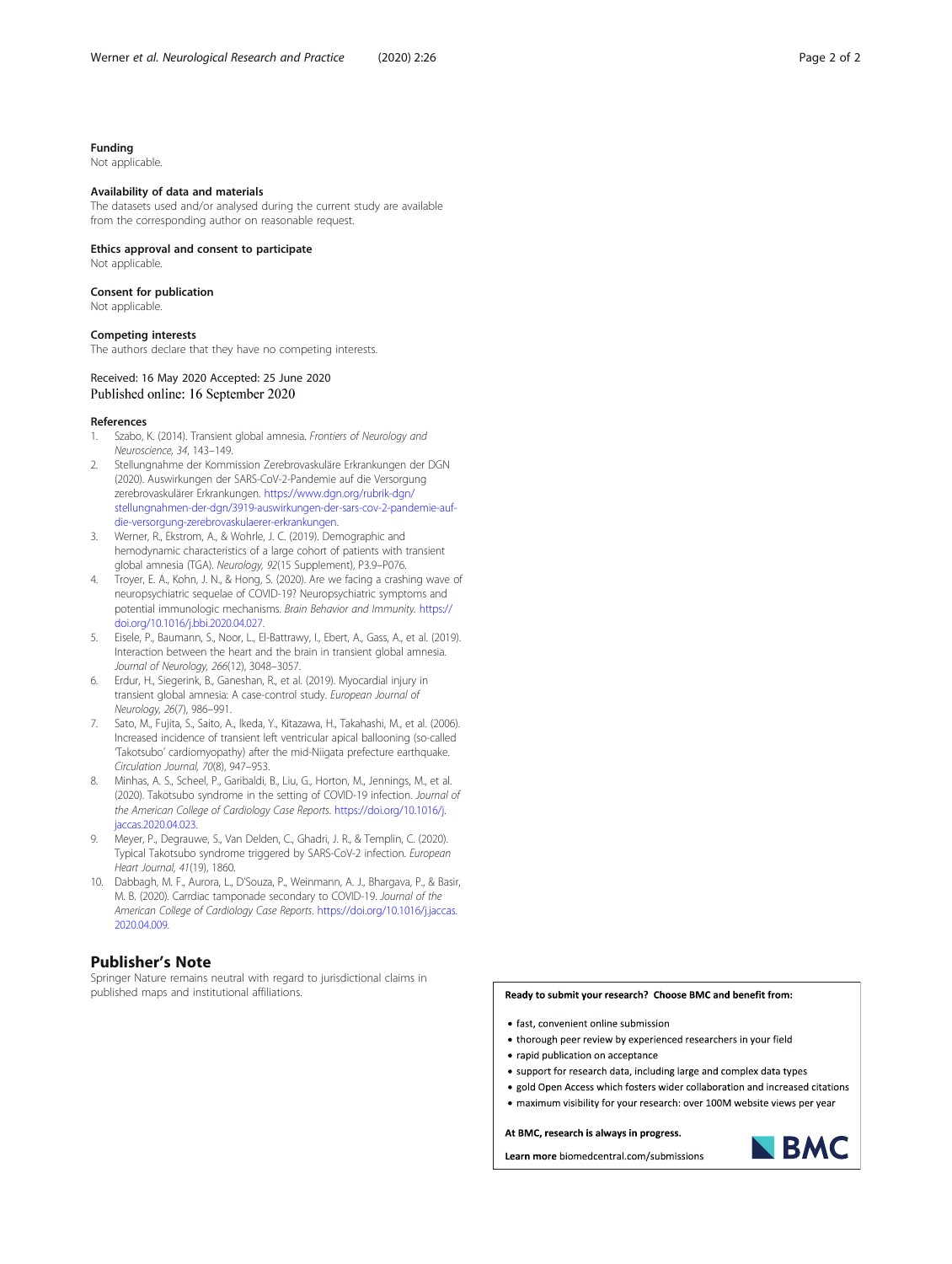### Funding

Not applicable.

### Availability of data and materials

The datasets used and/or analysed during the current study are available from the corresponding author on reasonable request.

### Ethics approval and consent to participate

Not applicable.

### Consent for publication

Not applicable.

### Competing interests

The authors declare that they have no competing interests.

Received: 16 May 2020 Accepted: 25 June 2020
Published online: 16 September 2020

### References

1. Szabo, K. (2014). Transient global amnesia. *Frontiers of Neurology and Neuroscience, 34*, 143–149.
2. Stellungnahme der Kommission Zerebrovaskuläre Erkrankungen der DGN (2020). Auswirkungen der SARS-CoV-2-Pandemie auf die Versorgung zerebrovaskulärer Erkrankungen. https://www.dgn.org/rubrik-dgn/stellungnahmen-der-dgn/3919-auswirkungen-der-sars-cov-2-pandemie-auf-die-versorgung-zerebrovaskulaerer-erkrankungen.
3. Werner, R., Ekstrom, A., & Wohrle, J. C. (2019). Demographic and hemodynamic characteristics of a large cohort of patients with transient global amnesia (TGA). *Neurology, 92*(15 Supplement), P3.9–P076.
4. Troyer, E. A., Kohn, J. N., & Hong, S. (2020). Are we facing a crashing wave of neuropsychiatric sequelae of COVID-19? Neuropsychiatric symptoms and potential immunologic mechanisms. *Brain Behavior and Immunity.* https://doi.org/10.1016/j.bbi.2020.04.027.
5. Eisele, P., Baumann, S., Noor, L., El-Battrawy, I., Ebert, A., Gass, A., et al. (2019). Interaction between the heart and the brain in transient global amnesia. *Journal of Neurology, 266*(12), 3048–3057.
6. Erdur, H., Siegerink, B., Ganeshan, R., et al. (2019). Myocardial injury in transient global amnesia: A case-control study. *European Journal of Neurology, 26*(7), 986–991.
7. Sato, M., Fujita, S., Saito, A., Ikeda, Y., Kitazawa, H., Takahashi, M., et al. (2006). Increased incidence of transient left ventricular apical ballooning (so-called 'Takotsubo' cardiomyopathy) after the mid-Niigata prefecture earthquake. *Circulation Journal, 70*(8), 947–953.
8. Minhas, A. S., Scheel, P., Garibaldi, B., Liu, G., Horton, M., Jennings, M., et al. (2020). Takotsubo syndrome in the setting of COVID-19 infection. *Journal of the American College of Cardiology Case Reports.* https://doi.org/10.1016/j.jaccas.2020.04.023.
9. Meyer, P., Degrauwe, S., Van Delden, C., Ghadri, J. R., & Templin, C. (2020). Typical Takotsubo syndrome triggered by SARS-CoV-2 infection. *European Heart Journal, 41*(19), 1860.
10. Dabbagh, M. F., Aurora, L., D'Souza, P., Weinmann, A. J., Bhargava, P., & Basir, M. B. (2020). Carrdiac tamponade secondary to COVID-19. *Journal of the American College of Cardiology Case Reports.* https://doi.org/10.1016/j.jaccas.2020.04.009.

## Publisher's Note

Springer Nature remains neutral with regard to jurisdictional claims in published maps and institutional affiliations.

**Ready to submit your research? Choose BMC and benefit from:**

- fast, convenient online submission
- thorough peer review by experienced researchers in your field
- rapid publication on acceptance
- support for research data, including large and complex data types
- gold Open Access which fosters wider collaboration and increased citations
- maximum visibility for your research: over 100M website views per year

**At BMC, research is always in progress.**

**Learn more** biomedcentral.com/submissions

BMC